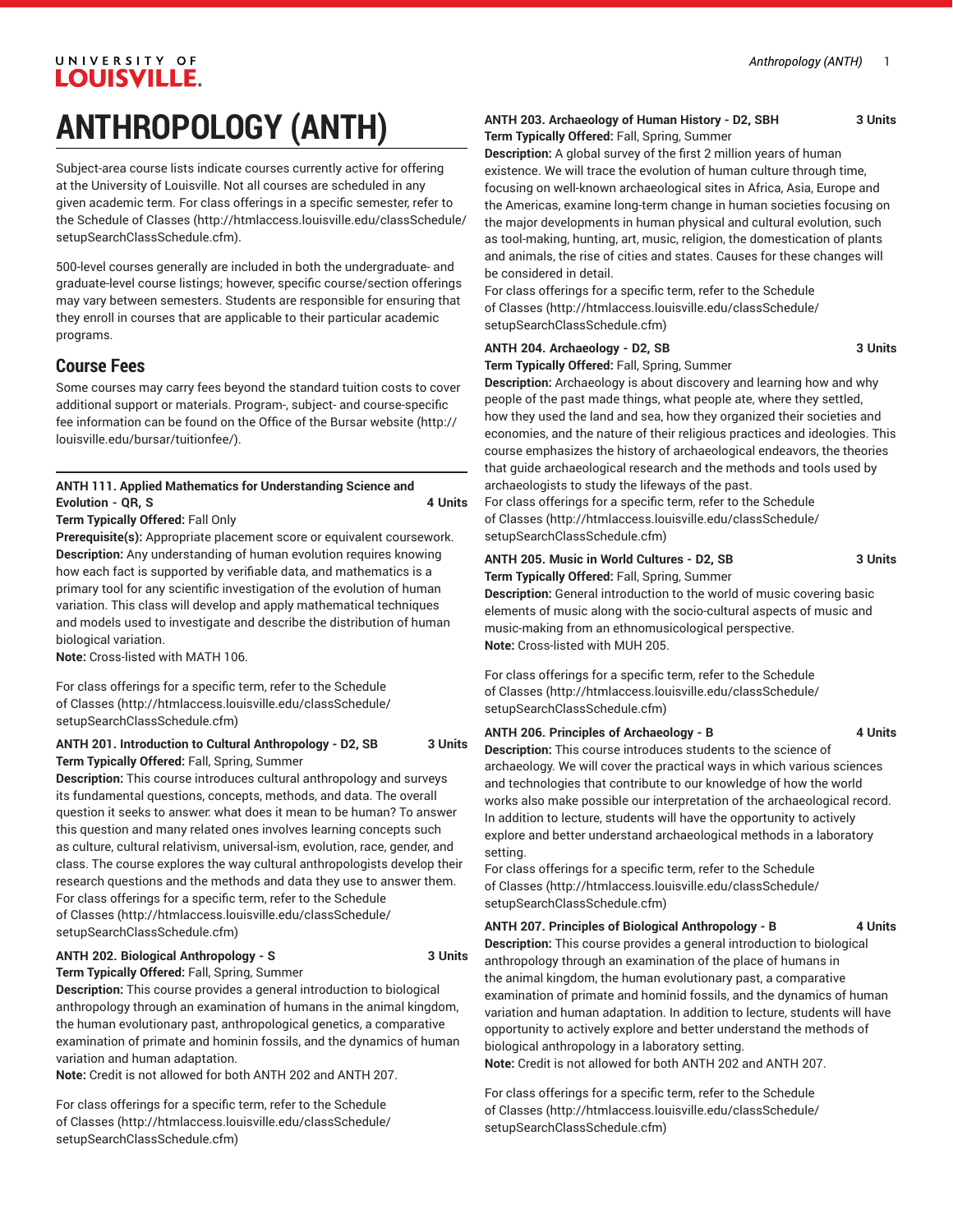# ANTHROPOLOGY (ANTH)

Subject-area course lists indicate courses currently active for offering at the University of Louisville. Not all courses are scheduled in any given academic term. For class offerings in a specific semester, refer to the Schedule of Classes (http://htmlaccess.louisville.edu/classSchedule/setupSearchClassSchedule.cfm).

500-level courses generally are included in both the undergraduate- and graduate-level course listings; however, specific course/section offerings may vary between semesters. Students are responsible for ensuring that they enroll in courses that are applicable to their particular academic programs.

## Course Fees

Some courses may carry fees beyond the standard tuition costs to cover additional support or materials. Program-, subject- and course-specific fee information can be found on the Office of the Bursar website (http://louisville.edu/bursar/tuitionfee/).

**ANTH 111. Applied Mathematics for Understanding Science and Evolution - QR, S** **4 Units**

**Term Typically Offered:** Fall Only

**Prerequisite(s):** Appropriate placement score or equivalent coursework.

**Description:** Any understanding of human evolution requires knowing how each fact is supported by verifiable data, and mathematics is a primary tool for any scientific investigation of the evolution of human variation. This class will develop and apply mathematical techniques and models used to investigate and describe the distribution of human biological variation.

**Note:** Cross-listed with MATH 106.

For class offerings for a specific term, refer to the Schedule of Classes (http://htmlaccess.louisville.edu/classSchedule/setupSearchClassSchedule.cfm)

**ANTH 201. Introduction to Cultural Anthropology - D2, SB** **3 Units**

**Term Typically Offered:** Fall, Spring, Summer

**Description:** This course introduces cultural anthropology and surveys its fundamental questions, concepts, methods, and data. The overall question it seeks to answer: what does it mean to be human? To answer this question and many related ones involves learning concepts such as culture, cultural relativism, universal-ism, evolution, race, gender, and class. The course explores the way cultural anthropologists develop their research questions and the methods and data they use to answer them.

For class offerings for a specific term, refer to the Schedule of Classes (http://htmlaccess.louisville.edu/classSchedule/setupSearchClassSchedule.cfm)

**ANTH 202. Biological Anthropology - S** **3 Units**

**Term Typically Offered:** Fall, Spring, Summer

**Description:** This course provides a general introduction to biological anthropology through an examination of humans in the animal kingdom, the human evolutionary past, anthropological genetics, a comparative examination of primate and hominin fossils, and the dynamics of human variation and human adaptation.

**Note:** Credit is not allowed for both ANTH 202 and ANTH 207.

For class offerings for a specific term, refer to the Schedule of Classes (http://htmlaccess.louisville.edu/classSchedule/setupSearchClassSchedule.cfm)

**ANTH 203. Archaeology of Human History - D2, SBH** **3 Units**

**Term Typically Offered:** Fall, Spring, Summer

**Description:** A global survey of the first 2 million years of human existence. We will trace the evolution of human culture through time, focusing on well-known archaeological sites in Africa, Asia, Europe and the Americas, examine long-term change in human societies focusing on the major developments in human physical and cultural evolution, such as tool-making, hunting, art, music, religion, the domestication of plants and animals, the rise of cities and states. Causes for these changes will be considered in detail.

For class offerings for a specific term, refer to the Schedule of Classes (http://htmlaccess.louisville.edu/classSchedule/setupSearchClassSchedule.cfm)

**ANTH 204. Archaeology - D2, SB** **3 Units**

**Term Typically Offered:** Fall, Spring, Summer

**Description:** Archaeology is about discovery and learning how and why people of the past made things, what people ate, where they settled, how they used the land and sea, how they organized their societies and economies, and the nature of their religious practices and ideologies. This course emphasizes the history of archaeological endeavors, the theories that guide archaeological research and the methods and tools used by archaeologists to study the lifeways of the past.

For class offerings for a specific term, refer to the Schedule of Classes (http://htmlaccess.louisville.edu/classSchedule/setupSearchClassSchedule.cfm)

**ANTH 205. Music in World Cultures - D2, SB** **3 Units**

**Term Typically Offered:** Fall, Spring, Summer

**Description:** General introduction to the world of music covering basic elements of music along with the socio-cultural aspects of music and music-making from an ethnomusicological perspective.

**Note:** Cross-listed with MUH 205.

For class offerings for a specific term, refer to the Schedule of Classes (http://htmlaccess.louisville.edu/classSchedule/setupSearchClassSchedule.cfm)

**ANTH 206. Principles of Archaeology - B** **4 Units**

**Description:** This course introduces students to the science of archaeology. We will cover the practical ways in which various sciences and technologies that contribute to our knowledge of how the world works also make possible our interpretation of the archaeological record. In addition to lecture, students will have the opportunity to actively explore and better understand archaeological methods in a laboratory setting.

For class offerings for a specific term, refer to the Schedule of Classes (http://htmlaccess.louisville.edu/classSchedule/setupSearchClassSchedule.cfm)

**ANTH 207. Principles of Biological Anthropology - B** **4 Units**

**Description:** This course provides a general introduction to biological anthropology through an examination of the place of humans in the animal kingdom, the human evolutionary past, a comparative examination of primate and hominid fossils, and the dynamics of human variation and human adaptation. In addition to lecture, students will have opportunity to actively explore and better understand the methods of biological anthropology in a laboratory setting.

**Note:** Credit is not allowed for both ANTH 202 and ANTH 207.

For class offerings for a specific term, refer to the Schedule of Classes (http://htmlaccess.louisville.edu/classSchedule/setupSearchClassSchedule.cfm)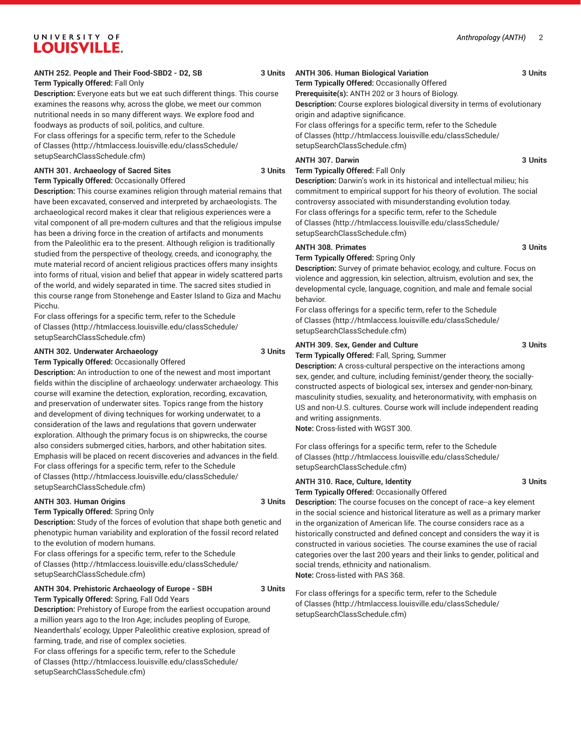**ANTH 252. People and Their Food-SBD2 - D2, SB** 3 Units

**Term Typically Offered:** Fall Only

**Description:** Everyone eats but we eat such different things. This course examines the reasons why, across the globe, we meet our common nutritional needs in so many different ways. We explore food and foodways as products of soil, politics, and culture.

For class offerings for a specific term, refer to the Schedule of Classes (http://htmlaccess.louisville.edu/classSchedule/setupSearchClassSchedule.cfm)

**ANTH 301. Archaeology of Sacred Sites** 3 Units

**Term Typically Offered:** Occasionally Offered

**Description:** This course examines religion through material remains that have been excavated, conserved and interpreted by archaeologists. The archaeological record makes it clear that religious experiences were a vital component of all pre-modern cultures and that the religious impulse has been a driving force in the creation of artifacts and monuments from the Paleolithic era to the present. Although religion is traditionally studied from the perspective of theology, creeds, and iconography, the mute material record of ancient religious practices offers many insights into forms of ritual, vision and belief that appear in widely scattered parts of the world, and widely separated in time. The sacred sites studied in this course range from Stonehenge and Easter Island to Giza and Machu Picchu.

For class offerings for a specific term, refer to the Schedule of Classes (http://htmlaccess.louisville.edu/classSchedule/setupSearchClassSchedule.cfm)

**ANTH 302. Underwater Archaeology** 3 Units

**Term Typically Offered:** Occasionally Offered

**Description:** An introduction to one of the newest and most important fields within the discipline of archaeology: underwater archaeology. This course will examine the detection, exploration, recording, excavation, and preservation of underwater sites. Topics range from the history and development of diving techniques for working underwater, to a consideration of the laws and regulations that govern underwater exploration. Although the primary focus is on shipwrecks, the course also considers submerged cities, harbors, and other habitation sites. Emphasis will be placed on recent discoveries and advances in the field.

For class offerings for a specific term, refer to the Schedule of Classes (http://htmlaccess.louisville.edu/classSchedule/setupSearchClassSchedule.cfm)

**ANTH 303. Human Origins** 3 Units

**Term Typically Offered:** Spring Only

**Description:** Study of the forces of evolution that shape both genetic and phenotypic human variability and exploration of the fossil record related to the evolution of modern humans.

For class offerings for a specific term, refer to the Schedule of Classes (http://htmlaccess.louisville.edu/classSchedule/setupSearchClassSchedule.cfm)

**ANTH 304. Prehistoric Archaeology of Europe - SBH** 3 Units

**Term Typically Offered:** Spring, Fall Odd Years

**Description:** Prehistory of Europe from the earliest occupation around a million years ago to the Iron Age; includes peopling of Europe, Neanderthals' ecology, Upper Paleolithic creative explosion, spread of farming, trade, and rise of complex societies.

For class offerings for a specific term, refer to the Schedule of Classes (http://htmlaccess.louisville.edu/classSchedule/setupSearchClassSchedule.cfm)

**ANTH 306. Human Biological Variation** 3 Units

**Term Typically Offered:** Occasionally Offered

**Prerequisite(s):** ANTH 202 or 3 hours of Biology.

**Description:** Course explores biological diversity in terms of evolutionary origin and adaptive significance.

For class offerings for a specific term, refer to the Schedule of Classes (http://htmlaccess.louisville.edu/classSchedule/setupSearchClassSchedule.cfm)

**ANTH 307. Darwin** 3 Units

**Term Typically Offered:** Fall Only

**Description:** Darwin's work in its historical and intellectual milieu; his commitment to empirical support for his theory of evolution. The social controversy associated with misunderstanding evolution today.

For class offerings for a specific term, refer to the Schedule of Classes (http://htmlaccess.louisville.edu/classSchedule/setupSearchClassSchedule.cfm)

**ANTH 308. Primates** 3 Units

**Term Typically Offered:** Spring Only

**Description:** Survey of primate behavior, ecology, and culture. Focus on violence and aggression, kin selection, altruism, evolution and sex, the developmental cycle, language, cognition, and male and female social behavior.

For class offerings for a specific term, refer to the Schedule of Classes (http://htmlaccess.louisville.edu/classSchedule/setupSearchClassSchedule.cfm)

**ANTH 309. Sex, Gender and Culture** 3 Units

**Term Typically Offered:** Fall, Spring, Summer

**Description:** A cross-cultural perspective on the interactions among sex, gender, and culture, including feminist/gender theory, the socially-constructed aspects of biological sex, intersex and gender-non-binary, masculinity studies, sexuality, and heteronormativity, with emphasis on US and non-U.S. cultures. Course work will include independent reading and writing assignments.

**Note:** Cross-listed with WGST 300.

For class offerings for a specific term, refer to the Schedule of Classes (http://htmlaccess.louisville.edu/classSchedule/setupSearchClassSchedule.cfm)

**ANTH 310. Race, Culture, Identity** 3 Units

**Term Typically Offered:** Occasionally Offered

**Description:** The course focuses on the concept of race--a key element in the social science and historical literature as well as a primary marker in the organization of American life. The course considers race as a historically constructed and defined concept and considers the way it is constructed in various societies. The course examines the use of racial categories over the last 200 years and their links to gender, political and social trends, ethnicity and nationalism.

**Note:** Cross-listed with PAS 368.

For class offerings for a specific term, refer to the Schedule of Classes (http://htmlaccess.louisville.edu/classSchedule/setupSearchClassSchedule.cfm)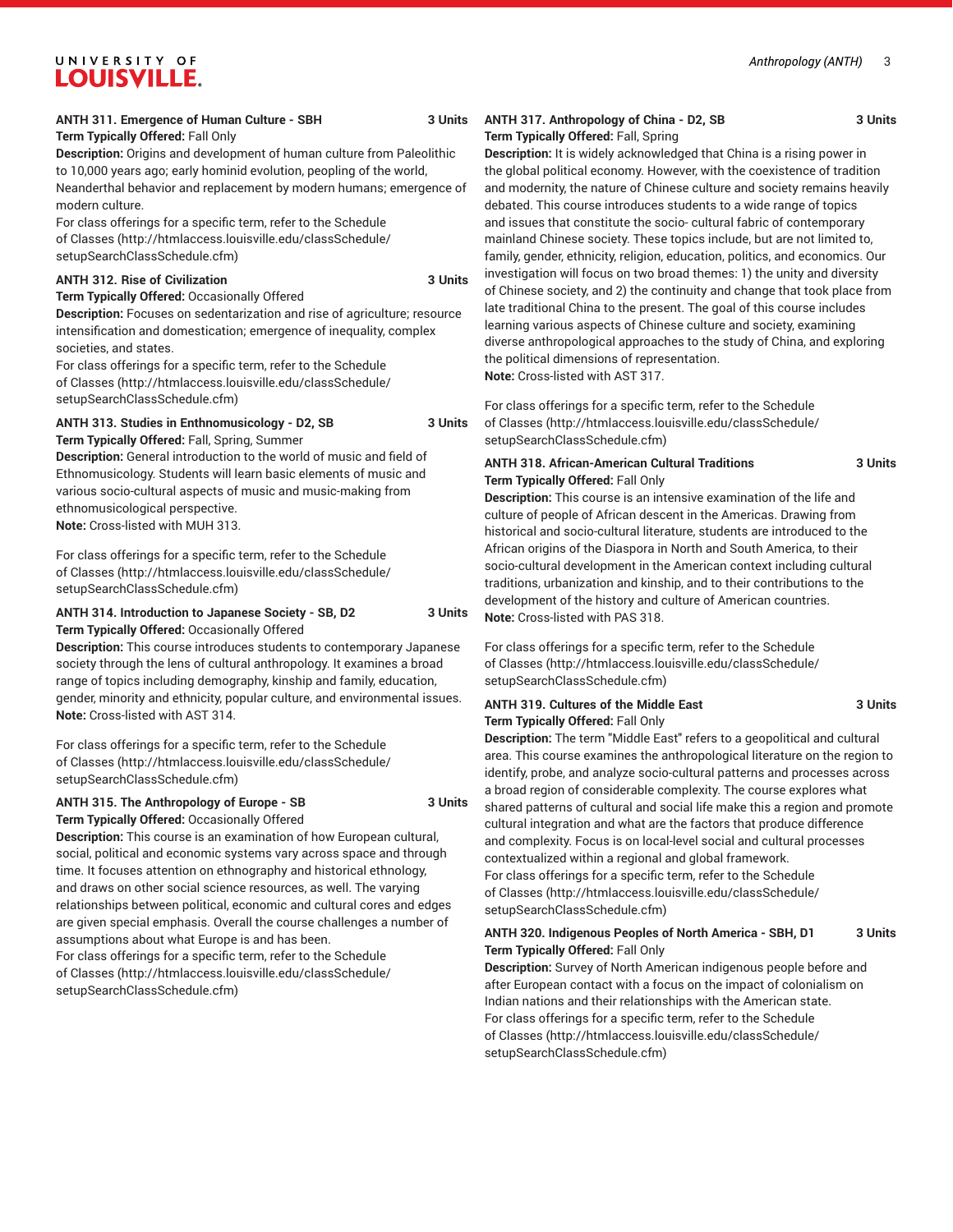#### ANTH 311. Emergence of Human Culture - SBH 3 Units

**Term Typically Offered:** Fall Only

**Description:** Origins and development of human culture from Paleolithic to 10,000 years ago; early hominid evolution, peopling of the world, Neanderthal behavior and replacement by modern humans; emergence of modern culture.

For class offerings for a specific term, refer to the Schedule of Classes (http://htmlaccess.louisville.edu/classSchedule/setupSearchClassSchedule.cfm)

#### ANTH 312. Rise of Civilization 3 Units

**Term Typically Offered:** Occasionally Offered

**Description:** Focuses on sedentarization and rise of agriculture; resource intensification and domestication; emergence of inequality, complex societies, and states.

For class offerings for a specific term, refer to the Schedule of Classes (http://htmlaccess.louisville.edu/classSchedule/setupSearchClassSchedule.cfm)

#### ANTH 313. Studies in Enthnomusicology - D2, SB 3 Units

**Term Typically Offered:** Fall, Spring, Summer

**Description:** General introduction to the world of music and field of Ethnomusicology. Students will learn basic elements of music and various socio-cultural aspects of music and music-making from ethnomusicological perspective.

**Note:** Cross-listed with MUH 313.

For class offerings for a specific term, refer to the Schedule of Classes (http://htmlaccess.louisville.edu/classSchedule/setupSearchClassSchedule.cfm)

#### ANTH 314. Introduction to Japanese Society - SB, D2 3 Units

**Term Typically Offered:** Occasionally Offered

**Description:** This course introduces students to contemporary Japanese society through the lens of cultural anthropology. It examines a broad range of topics including demography, kinship and family, education, gender, minority and ethnicity, popular culture, and environmental issues.

**Note:** Cross-listed with AST 314.

For class offerings for a specific term, refer to the Schedule of Classes (http://htmlaccess.louisville.edu/classSchedule/setupSearchClassSchedule.cfm)

#### ANTH 315. The Anthropology of Europe - SB 3 Units

**Term Typically Offered:** Occasionally Offered

**Description:** This course is an examination of how European cultural, social, political and economic systems vary across space and through time. It focuses attention on ethnography and historical ethnology, and draws on other social science resources, as well. The varying relationships between political, economic and cultural cores and edges are given special emphasis. Overall the course challenges a number of assumptions about what Europe is and has been.

For class offerings for a specific term, refer to the Schedule of Classes (http://htmlaccess.louisville.edu/classSchedule/setupSearchClassSchedule.cfm)

#### ANTH 317. Anthropology of China - D2, SB 3 Units

**Term Typically Offered:** Fall, Spring

**Description:** It is widely acknowledged that China is a rising power in the global political economy. However, with the coexistence of tradition and modernity, the nature of Chinese culture and society remains heavily debated. This course introduces students to a wide range of topics and issues that constitute the socio- cultural fabric of contemporary mainland Chinese society. These topics include, but are not limited to, family, gender, ethnicity, religion, education, politics, and economics. Our investigation will focus on two broad themes: 1) the unity and diversity of Chinese society, and 2) the continuity and change that took place from late traditional China to the present. The goal of this course includes learning various aspects of Chinese culture and society, examining diverse anthropological approaches to the study of China, and exploring the political dimensions of representation.

**Note:** Cross-listed with AST 317.

For class offerings for a specific term, refer to the Schedule of Classes (http://htmlaccess.louisville.edu/classSchedule/setupSearchClassSchedule.cfm)

#### ANTH 318. African-American Cultural Traditions 3 Units

**Term Typically Offered:** Fall Only

**Description:** This course is an intensive examination of the life and culture of people of African descent in the Americas. Drawing from historical and socio-cultural literature, students are introduced to the African origins of the Diaspora in North and South America, to their socio-cultural development in the American context including cultural traditions, urbanization and kinship, and to their contributions to the development of the history and culture of American countries.

**Note:** Cross-listed with PAS 318.

For class offerings for a specific term, refer to the Schedule of Classes (http://htmlaccess.louisville.edu/classSchedule/setupSearchClassSchedule.cfm)

#### ANTH 319. Cultures of the Middle East 3 Units

**Term Typically Offered:** Fall Only

**Description:** The term "Middle East" refers to a geopolitical and cultural area. This course examines the anthropological literature on the region to identify, probe, and analyze socio-cultural patterns and processes across a broad region of considerable complexity. The course explores what shared patterns of cultural and social life make this a region and promote cultural integration and what are the factors that produce difference and complexity. Focus is on local-level social and cultural processes contextualized within a regional and global framework.

For class offerings for a specific term, refer to the Schedule of Classes (http://htmlaccess.louisville.edu/classSchedule/setupSearchClassSchedule.cfm)

#### ANTH 320. Indigenous Peoples of North America - SBH, D1 3 Units

**Term Typically Offered:** Fall Only

**Description:** Survey of North American indigenous people before and after European contact with a focus on the impact of colonialism on Indian nations and their relationships with the American state.

For class offerings for a specific term, refer to the Schedule of Classes (http://htmlaccess.louisville.edu/classSchedule/setupSearchClassSchedule.cfm)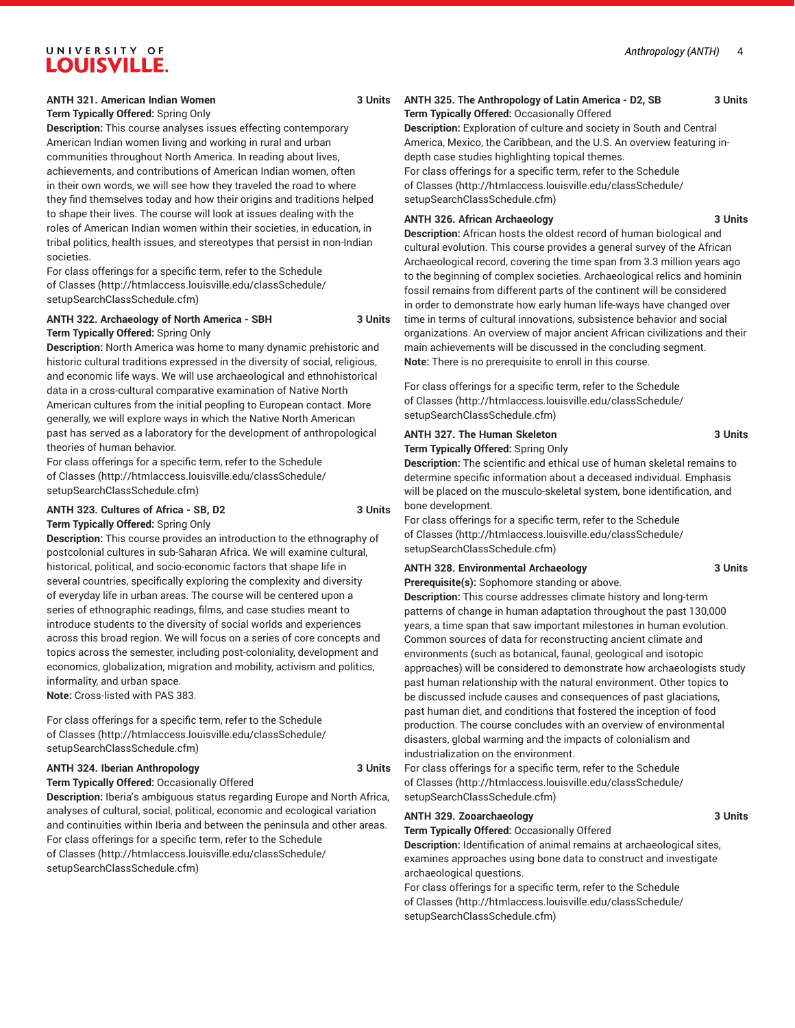**ANTH 321. American Indian Women 3 Units**

**Term Typically Offered:** Spring Only

**Description:** This course analyses issues effecting contemporary American Indian women living and working in rural and urban communities throughout North America. In reading about lives, achievements, and contributions of American Indian women, often in their own words, we will see how they traveled the road to where they find themselves today and how their origins and traditions helped to shape their lives. The course will look at issues dealing with the roles of American Indian women within their societies, in education, in tribal politics, health issues, and stereotypes that persist in non-Indian societies.

For class offerings for a specific term, refer to the Schedule of Classes (http://htmlaccess.louisville.edu/classSchedule/setupSearchClassSchedule.cfm)

**ANTH 322. Archaeology of North America - SBH 3 Units**

**Term Typically Offered:** Spring Only

**Description:** North America was home to many dynamic prehistoric and historic cultural traditions expressed in the diversity of social, religious, and economic life ways. We will use archaeological and ethnohistorical data in a cross-cultural comparative examination of Native North American cultures from the initial peopling to European contact. More generally, we will explore ways in which the Native North American past has served as a laboratory for the development of anthropological theories of human behavior.

For class offerings for a specific term, refer to the Schedule of Classes (http://htmlaccess.louisville.edu/classSchedule/setupSearchClassSchedule.cfm)

**ANTH 323. Cultures of Africa - SB, D2 3 Units**

**Term Typically Offered:** Spring Only

**Description:** This course provides an introduction to the ethnography of postcolonial cultures in sub-Saharan Africa. We will examine cultural, historical, political, and socio-economic factors that shape life in several countries, specifically exploring the complexity and diversity of everyday life in urban areas. The course will be centered upon a series of ethnographic readings, films, and case studies meant to introduce students to the diversity of social worlds and experiences across this broad region. We will focus on a series of core concepts and topics across the semester, including post-coloniality, development and economics, globalization, migration and mobility, activism and politics, informality, and urban space.

**Note:** Cross-listed with PAS 383.

For class offerings for a specific term, refer to the Schedule of Classes (http://htmlaccess.louisville.edu/classSchedule/setupSearchClassSchedule.cfm)

**ANTH 324. Iberian Anthropology 3 Units**

**Term Typically Offered:** Occasionally Offered

**Description:** Iberia's ambiguous status regarding Europe and North Africa, analyses of cultural, social, political, economic and ecological variation and continuities within Iberia and between the peninsula and other areas.

For class offerings for a specific term, refer to the Schedule of Classes (http://htmlaccess.louisville.edu/classSchedule/setupSearchClassSchedule.cfm)

**ANTH 325. The Anthropology of Latin America - D2, SB 3 Units**

**Term Typically Offered:** Occasionally Offered

**Description:** Exploration of culture and society in South and Central America, Mexico, the Caribbean, and the U.S. An overview featuring in-depth case studies highlighting topical themes.

For class offerings for a specific term, refer to the Schedule of Classes (http://htmlaccess.louisville.edu/classSchedule/setupSearchClassSchedule.cfm)

**ANTH 326. African Archaeology 3 Units**

**Description:** African hosts the oldest record of human biological and cultural evolution. This course provides a general survey of the African Archaeological record, covering the time span from 3.3 million years ago to the beginning of complex societies. Archaeological relics and hominin fossil remains from different parts of the continent will be considered in order to demonstrate how early human life-ways have changed over time in terms of cultural innovations, subsistence behavior and social organizations. An overview of major ancient African civilizations and their main achievements will be discussed in the concluding segment.

**Note:** There is no prerequisite to enroll in this course.

For class offerings for a specific term, refer to the Schedule of Classes (http://htmlaccess.louisville.edu/classSchedule/setupSearchClassSchedule.cfm)

**ANTH 327. The Human Skeleton 3 Units**

**Term Typically Offered:** Spring Only

**Description:** The scientific and ethical use of human skeletal remains to determine specific information about a deceased individual. Emphasis will be placed on the musculo-skeletal system, bone identification, and bone development.

For class offerings for a specific term, refer to the Schedule of Classes (http://htmlaccess.louisville.edu/classSchedule/setupSearchClassSchedule.cfm)

**ANTH 328. Environmental Archaeology 3 Units**

**Prerequisite(s):** Sophomore standing or above.

**Description:** This course addresses climate history and long-term patterns of change in human adaptation throughout the past 130,000 years, a time span that saw important milestones in human evolution. Common sources of data for reconstructing ancient climate and environments (such as botanical, faunal, geological and isotopic approaches) will be considered to demonstrate how archaeologists study past human relationship with the natural environment. Other topics to be discussed include causes and consequences of past glaciations, past human diet, and conditions that fostered the inception of food production. The course concludes with an overview of environmental disasters, global warming and the impacts of colonialism and industrialization on the environment.

For class offerings for a specific term, refer to the Schedule of Classes (http://htmlaccess.louisville.edu/classSchedule/setupSearchClassSchedule.cfm)

**ANTH 329. Zooarchaeology 3 Units**

**Term Typically Offered:** Occasionally Offered

**Description:** Identification of animal remains at archaeological sites, examines approaches using bone data to construct and investigate archaeological questions.

For class offerings for a specific term, refer to the Schedule of Classes (http://htmlaccess.louisville.edu/classSchedule/setupSearchClassSchedule.cfm)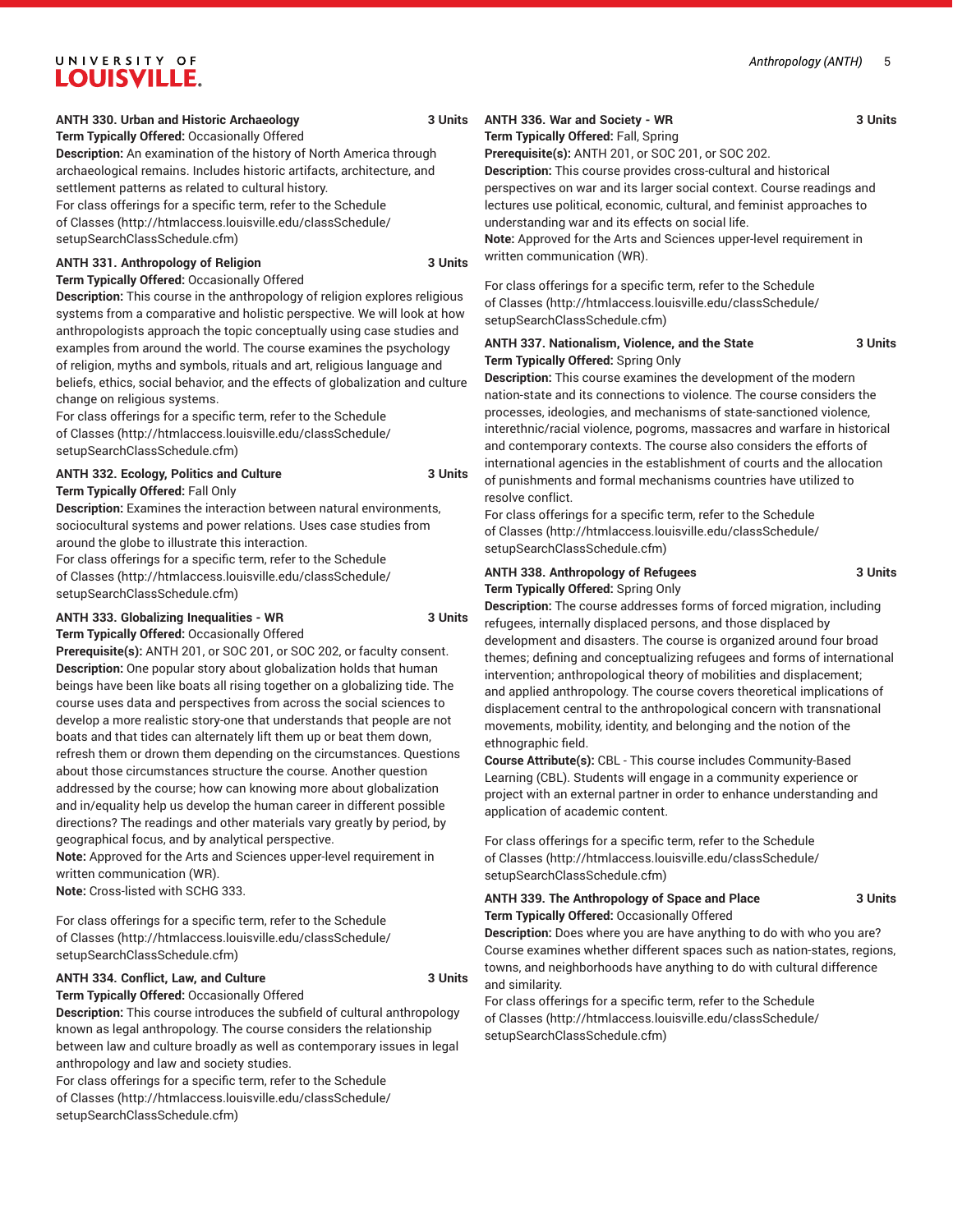**ANTH 330. Urban and Historic Archaeology 3 Units**
**Term Typically Offered:** Occasionally Offered
**Description:** An examination of the history of North America through archaeological remains. Includes historic artifacts, architecture, and settlement patterns as related to cultural history.
For class offerings for a specific term, refer to the Schedule of Classes (http://htmlaccess.louisville.edu/classSchedule/setupSearchClassSchedule.cfm)

**ANTH 331. Anthropology of Religion 3 Units**
**Term Typically Offered:** Occasionally Offered
**Description:** This course in the anthropology of religion explores religious systems from a comparative and holistic perspective. We will look at how anthropologists approach the topic conceptually using case studies and examples from around the world. The course examines the psychology of religion, myths and symbols, rituals and art, religious language and beliefs, ethics, social behavior, and the effects of globalization and culture change on religious systems.
For class offerings for a specific term, refer to the Schedule of Classes (http://htmlaccess.louisville.edu/classSchedule/setupSearchClassSchedule.cfm)

**ANTH 332. Ecology, Politics and Culture 3 Units**
**Term Typically Offered:** Fall Only
**Description:** Examines the interaction between natural environments, sociocultural systems and power relations. Uses case studies from around the globe to illustrate this interaction.
For class offerings for a specific term, refer to the Schedule of Classes (http://htmlaccess.louisville.edu/classSchedule/setupSearchClassSchedule.cfm)

**ANTH 333. Globalizing Inequalities - WR 3 Units**
**Term Typically Offered:** Occasionally Offered
**Prerequisite(s):** ANTH 201, or SOC 201, or SOC 202, or faculty consent.
**Description:** One popular story about globalization holds that human beings have been like boats all rising together on a globalizing tide. The course uses data and perspectives from across the social sciences to develop a more realistic story-one that understands that people are not boats and that tides can alternately lift them up or beat them down, refresh them or drown them depending on the circumstances. Questions about those circumstances structure the course. Another question addressed by the course; how can knowing more about globalization and in/equality help us develop the human career in different possible directions? The readings and other materials vary greatly by period, by geographical focus, and by analytical perspective.
**Note:** Approved for the Arts and Sciences upper-level requirement in written communication (WR).
**Note:** Cross-listed with SCHG 333.

For class offerings for a specific term, refer to the Schedule of Classes (http://htmlaccess.louisville.edu/classSchedule/setupSearchClassSchedule.cfm)

**ANTH 334. Conflict, Law, and Culture 3 Units**
**Term Typically Offered:** Occasionally Offered
**Description:** This course introduces the subfield of cultural anthropology known as legal anthropology. The course considers the relationship between law and culture broadly as well as contemporary issues in legal anthropology and law and society studies.
For class offerings for a specific term, refer to the Schedule of Classes (http://htmlaccess.louisville.edu/classSchedule/setupSearchClassSchedule.cfm)

**ANTH 336. War and Society - WR 3 Units**
**Term Typically Offered:** Fall, Spring
**Prerequisite(s):** ANTH 201, or SOC 201, or SOC 202.
**Description:** This course provides cross-cultural and historical perspectives on war and its larger social context. Course readings and lectures use political, economic, cultural, and feminist approaches to understanding war and its effects on social life.
**Note:** Approved for the Arts and Sciences upper-level requirement in written communication (WR).

For class offerings for a specific term, refer to the Schedule of Classes (http://htmlaccess.louisville.edu/classSchedule/setupSearchClassSchedule.cfm)

**ANTH 337. Nationalism, Violence, and the State 3 Units**
**Term Typically Offered:** Spring Only
**Description:** This course examines the development of the modern nation-state and its connections to violence. The course considers the processes, ideologies, and mechanisms of state-sanctioned violence, interethnic/racial violence, pogroms, massacres and warfare in historical and contemporary contexts. The course also considers the efforts of international agencies in the establishment of courts and the allocation of punishments and formal mechanisms countries have utilized to resolve conflict.
For class offerings for a specific term, refer to the Schedule of Classes (http://htmlaccess.louisville.edu/classSchedule/setupSearchClassSchedule.cfm)

**ANTH 338. Anthropology of Refugees 3 Units**
**Term Typically Offered:** Spring Only
**Description:** The course addresses forms of forced migration, including refugees, internally displaced persons, and those displaced by development and disasters. The course is organized around four broad themes; defining and conceptualizing refugees and forms of international intervention; anthropological theory of mobilities and displacement; and applied anthropology. The course covers theoretical implications of displacement central to the anthropological concern with transnational movements, mobility, identity, and belonging and the notion of the ethnographic field.
**Course Attribute(s):** CBL - This course includes Community-Based Learning (CBL). Students will engage in a community experience or project with an external partner in order to enhance understanding and application of academic content.

For class offerings for a specific term, refer to the Schedule of Classes (http://htmlaccess.louisville.edu/classSchedule/setupSearchClassSchedule.cfm)

**ANTH 339. The Anthropology of Space and Place 3 Units**
**Term Typically Offered:** Occasionally Offered
**Description:** Does where you are have anything to do with who you are? Course examines whether different spaces such as nation-states, regions, towns, and neighborhoods have anything to do with cultural difference and similarity.
For class offerings for a specific term, refer to the Schedule of Classes (http://htmlaccess.louisville.edu/classSchedule/setupSearchClassSchedule.cfm)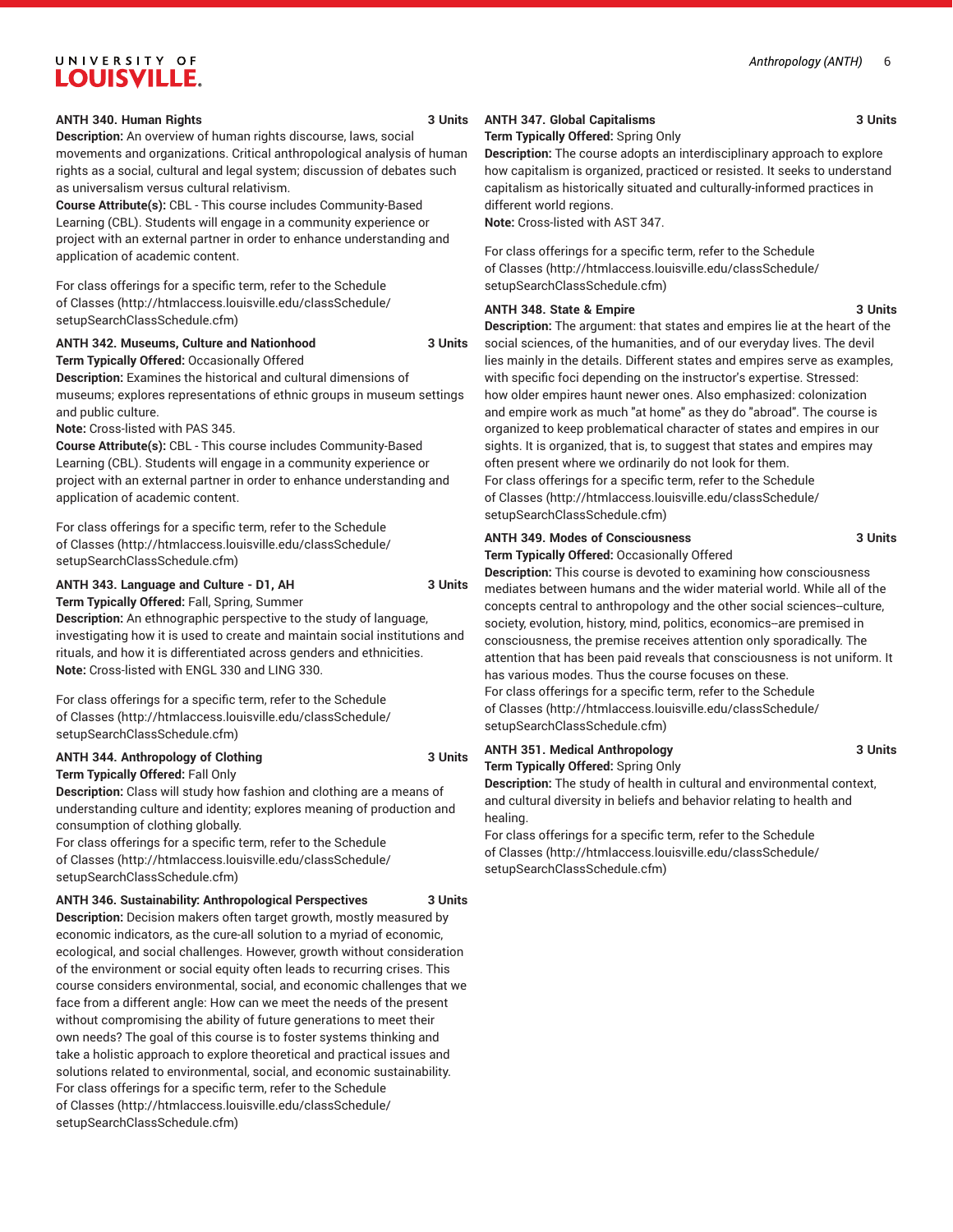**ANTH 340. Human Rights** 3 Units

**Description:** An overview of human rights discourse, laws, social movements and organizations. Critical anthropological analysis of human rights as a social, cultural and legal system; discussion of debates such as universalism versus cultural relativism.

**Course Attribute(s):** CBL - This course includes Community-Based Learning (CBL). Students will engage in a community experience or project with an external partner in order to enhance understanding and application of academic content.

For class offerings for a specific term, refer to the Schedule of Classes (http://htmlaccess.louisville.edu/classSchedule/setupSearchClassSchedule.cfm)

**ANTH 342. Museums, Culture and Nationhood** 3 Units

**Term Typically Offered:** Occasionally Offered

**Description:** Examines the historical and cultural dimensions of museums; explores representations of ethnic groups in museum settings and public culture.

**Note:** Cross-listed with PAS 345.

**Course Attribute(s):** CBL - This course includes Community-Based Learning (CBL). Students will engage in a community experience or project with an external partner in order to enhance understanding and application of academic content.

For class offerings for a specific term, refer to the Schedule of Classes (http://htmlaccess.louisville.edu/classSchedule/setupSearchClassSchedule.cfm)

**ANTH 343. Language and Culture - D1, AH** 3 Units

**Term Typically Offered:** Fall, Spring, Summer

**Description:** An ethnographic perspective to the study of language, investigating how it is used to create and maintain social institutions and rituals, and how it is differentiated across genders and ethnicities.

**Note:** Cross-listed with ENGL 330 and LING 330.

For class offerings for a specific term, refer to the Schedule of Classes (http://htmlaccess.louisville.edu/classSchedule/setupSearchClassSchedule.cfm)

**ANTH 344. Anthropology of Clothing** 3 Units

**Term Typically Offered:** Fall Only

**Description:** Class will study how fashion and clothing are a means of understanding culture and identity; explores meaning of production and consumption of clothing globally.

For class offerings for a specific term, refer to the Schedule of Classes (http://htmlaccess.louisville.edu/classSchedule/setupSearchClassSchedule.cfm)

**ANTH 346. Sustainability: Anthropological Perspectives** 3 Units

**Description:** Decision makers often target growth, mostly measured by economic indicators, as the cure-all solution to a myriad of economic, ecological, and social challenges. However, growth without consideration of the environment or social equity often leads to recurring crises. This course considers environmental, social, and economic challenges that we face from a different angle: How can we meet the needs of the present without compromising the ability of future generations to meet their own needs? The goal of this course is to foster systems thinking and take a holistic approach to explore theoretical and practical issues and solutions related to environmental, social, and economic sustainability.

For class offerings for a specific term, refer to the Schedule of Classes (http://htmlaccess.louisville.edu/classSchedule/setupSearchClassSchedule.cfm)

**ANTH 347. Global Capitalisms** 3 Units

**Term Typically Offered:** Spring Only

**Description:** The course adopts an interdisciplinary approach to explore how capitalism is organized, practiced or resisted. It seeks to understand capitalism as historically situated and culturally-informed practices in different world regions.

**Note:** Cross-listed with AST 347.

For class offerings for a specific term, refer to the Schedule of Classes (http://htmlaccess.louisville.edu/classSchedule/setupSearchClassSchedule.cfm)

**ANTH 348. State & Empire** 3 Units

**Description:** The argument: that states and empires lie at the heart of the social sciences, of the humanities, and of our everyday lives. The devil lies mainly in the details. Different states and empires serve as examples, with specific foci depending on the instructor's expertise. Stressed: how older empires haunt newer ones. Also emphasized: colonization and empire work as much "at home" as they do "abroad". The course is organized to keep problematical character of states and empires in our sights. It is organized, that is, to suggest that states and empires may often present where we ordinarily do not look for them.

For class offerings for a specific term, refer to the Schedule of Classes (http://htmlaccess.louisville.edu/classSchedule/setupSearchClassSchedule.cfm)

**ANTH 349. Modes of Consciousness** 3 Units

**Term Typically Offered:** Occasionally Offered

**Description:** This course is devoted to examining how consciousness mediates between humans and the wider material world. While all of the concepts central to anthropology and the other social sciences--culture, society, evolution, history, mind, politics, economics--are premised in consciousness, the premise receives attention only sporadically. The attention that has been paid reveals that consciousness is not uniform. It has various modes. Thus the course focuses on these.

For class offerings for a specific term, refer to the Schedule of Classes (http://htmlaccess.louisville.edu/classSchedule/setupSearchClassSchedule.cfm)

**ANTH 351. Medical Anthropology** 3 Units

**Term Typically Offered:** Spring Only

**Description:** The study of health in cultural and environmental context, and cultural diversity in beliefs and behavior relating to health and healing.

For class offerings for a specific term, refer to the Schedule of Classes (http://htmlaccess.louisville.edu/classSchedule/setupSearchClassSchedule.cfm)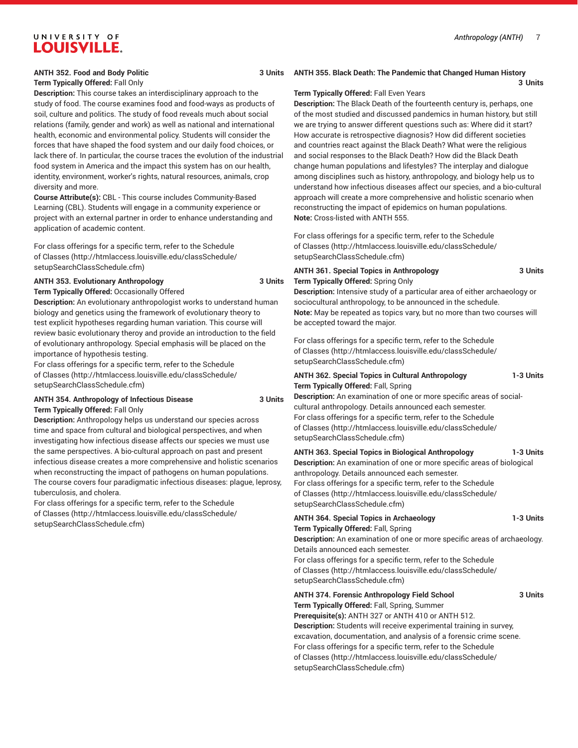**ANTH 352. Food and Body Politic 3 Units**

**Term Typically Offered:** Fall Only

**Description:** This course takes an interdisciplinary approach to the study of food. The course examines food and food-ways as products of soil, culture and politics. The study of food reveals much about social relations (family, gender and work) as well as national and international health, economic and environmental policy. Students will consider the forces that have shaped the food system and our daily food choices, or lack there of. In particular, the course traces the evolution of the industrial food system in America and the impact this system has on our health, identity, environment, worker's rights, natural resources, animals, crop diversity and more.

**Course Attribute(s):** CBL - This course includes Community-Based Learning (CBL). Students will engage in a community experience or project with an external partner in order to enhance understanding and application of academic content.

For class offerings for a specific term, refer to the Schedule of Classes (http://htmlaccess.louisville.edu/classSchedule/setupSearchClassSchedule.cfm)

**ANTH 353. Evolutionary Anthropology 3 Units**

**Term Typically Offered:** Occasionally Offered

**Description:** An evolutionary anthropologist works to understand human biology and genetics using the framework of evolutionary theory to test explicit hypotheses regarding human variation. This course will review basic evolutionary theroy and provide an introduction to the field of evolutionary anthropology. Special emphasis will be placed on the importance of hypothesis testing.

For class offerings for a specific term, refer to the Schedule of Classes (http://htmlaccess.louisville.edu/classSchedule/setupSearchClassSchedule.cfm)

**ANTH 354. Anthropology of Infectious Disease 3 Units**

**Term Typically Offered:** Fall Only

**Description:** Anthropology helps us understand our species across time and space from cultural and biological perspectives, and when investigating how infectious disease affects our species we must use the same perspectives. A bio-cultural approach on past and present infectious disease creates a more comprehensive and holistic scenarios when reconstructing the impact of pathogens on human populations. The course covers four paradigmatic infectious diseases: plague, leprosy, tuberculosis, and cholera.

For class offerings for a specific term, refer to the Schedule of Classes (http://htmlaccess.louisville.edu/classSchedule/setupSearchClassSchedule.cfm)

**ANTH 355. Black Death: The Pandemic that Changed Human History 3 Units**

**Term Typically Offered:** Fall Even Years

**Description:** The Black Death of the fourteenth century is, perhaps, one of the most studied and discussed pandemics in human history, but still we are trying to answer different questions such as: Where did it start? How accurate is retrospective diagnosis? How did different societies and countries react against the Black Death? What were the religious and social responses to the Black Death? How did the Black Death change human populations and lifestyles? The interplay and dialogue among disciplines such as history, anthropology, and biology help us to understand how infectious diseases affect our species, and a bio-cultural approach will create a more comprehensive and holistic scenario when reconstructing the impact of epidemics on human populations.

**Note:** Cross-listed with ANTH 555.

For class offerings for a specific term, refer to the Schedule of Classes (http://htmlaccess.louisville.edu/classSchedule/setupSearchClassSchedule.cfm)

**ANTH 361. Special Topics in Anthropology 3 Units**

**Term Typically Offered:** Spring Only

**Description:** Intensive study of a particular area of either archaeology or sociocultural anthropology, to be announced in the schedule.

**Note:** May be repeated as topics vary, but no more than two courses will be accepted toward the major.

For class offerings for a specific term, refer to the Schedule of Classes (http://htmlaccess.louisville.edu/classSchedule/setupSearchClassSchedule.cfm)

**ANTH 362. Special Topics in Cultural Anthropology 1-3 Units**

**Term Typically Offered:** Fall, Spring

**Description:** An examination of one or more specific areas of social-cultural anthropology. Details announced each semester.

For class offerings for a specific term, refer to the Schedule of Classes (http://htmlaccess.louisville.edu/classSchedule/setupSearchClassSchedule.cfm)

**ANTH 363. Special Topics in Biological Anthropology 1-3 Units**

**Description:** An examination of one or more specific areas of biological anthropology. Details announced each semester.

For class offerings for a specific term, refer to the Schedule of Classes (http://htmlaccess.louisville.edu/classSchedule/setupSearchClassSchedule.cfm)

**ANTH 364. Special Topics in Archaeology 1-3 Units**

**Term Typically Offered:** Fall, Spring

**Description:** An examination of one or more specific areas of archaeology. Details announced each semester.

For class offerings for a specific term, refer to the Schedule of Classes (http://htmlaccess.louisville.edu/classSchedule/setupSearchClassSchedule.cfm)

**ANTH 374. Forensic Anthropology Field School 3 Units**

**Term Typically Offered:** Fall, Spring, Summer

**Prerequisite(s):** ANTH 327 or ANTH 410 or ANTH 512.

**Description:** Students will receive experimental training in survey, excavation, documentation, and analysis of a forensic crime scene.

For class offerings for a specific term, refer to the Schedule of Classes (http://htmlaccess.louisville.edu/classSchedule/setupSearchClassSchedule.cfm)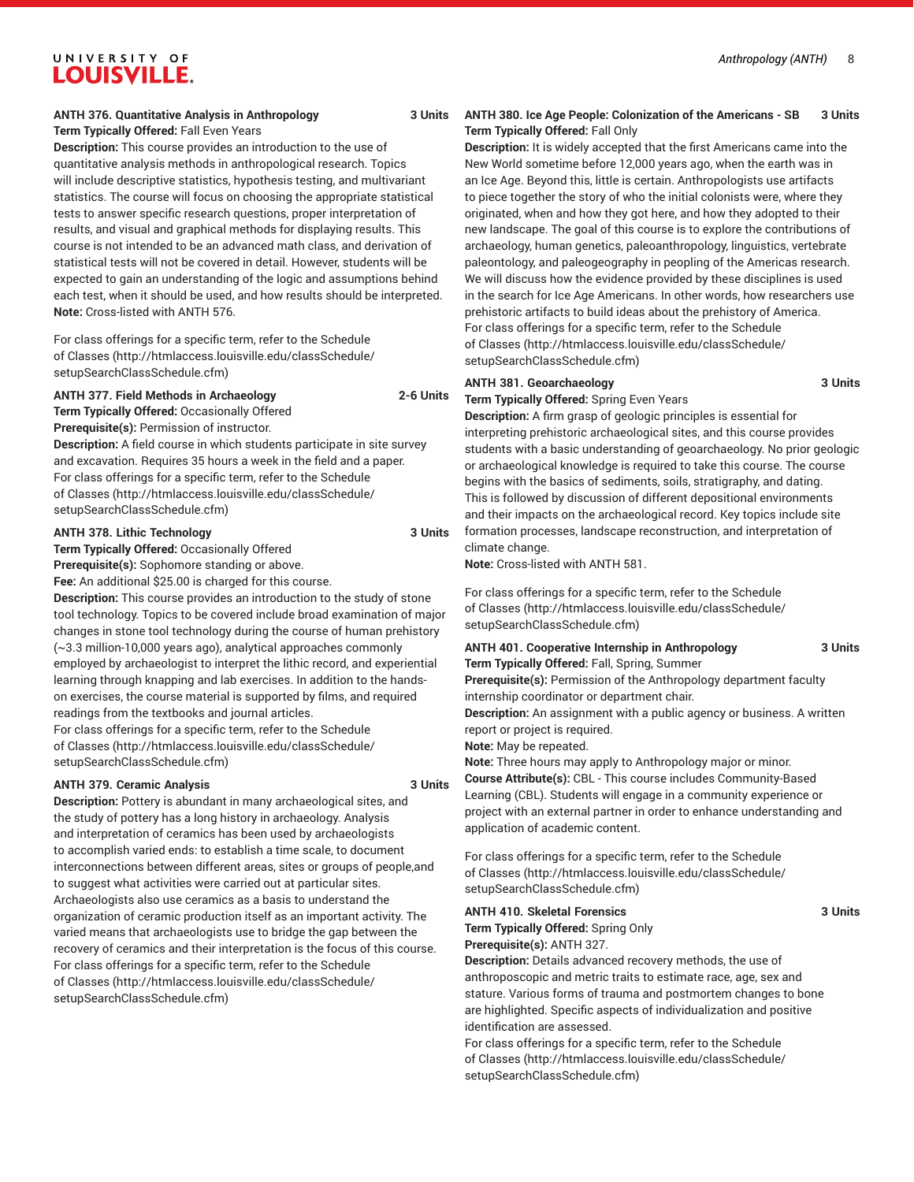**ANTH 376. Quantitative Analysis in Anthropology** 3 Units

**Term Typically Offered:** Fall Even Years

**Description:** This course provides an introduction to the use of quantitative analysis methods in anthropological research. Topics will include descriptive statistics, hypothesis testing, and multivariant statistics. The course will focus on choosing the appropriate statistical tests to answer specific research questions, proper interpretation of results, and visual and graphical methods for displaying results. This course is not intended to be an advanced math class, and derivation of statistical tests will not be covered in detail. However, students will be expected to gain an understanding of the logic and assumptions behind each test, when it should be used, and how results should be interpreted.

**Note:** Cross-listed with ANTH 576.

For class offerings for a specific term, refer to the Schedule of Classes (http://htmlaccess.louisville.edu/classSchedule/setupSearchClassSchedule.cfm)

**ANTH 377. Field Methods in Archaeology** 2-6 Units

**Term Typically Offered:** Occasionally Offered

**Prerequisite(s):** Permission of instructor.

**Description:** A field course in which students participate in site survey and excavation. Requires 35 hours a week in the field and a paper.

For class offerings for a specific term, refer to the Schedule of Classes (http://htmlaccess.louisville.edu/classSchedule/setupSearchClassSchedule.cfm)

**ANTH 378. Lithic Technology** 3 Units

**Term Typically Offered:** Occasionally Offered

**Prerequisite(s):** Sophomore standing or above.

**Fee:** An additional $25.00 is charged for this course.

**Description:** This course provides an introduction to the study of stone tool technology. Topics to be covered include broad examination of major changes in stone tool technology during the course of human prehistory (~3.3 million-10,000 years ago), analytical approaches commonly employed by archaeologist to interpret the lithic record, and experiential learning through knapping and lab exercises. In addition to the hands-on exercises, the course material is supported by films, and required readings from the textbooks and journal articles.

For class offerings for a specific term, refer to the Schedule of Classes (http://htmlaccess.louisville.edu/classSchedule/setupSearchClassSchedule.cfm)

**ANTH 379. Ceramic Analysis** 3 Units

**Description:** Pottery is abundant in many archaeological sites, and the study of pottery has a long history in archaeology. Analysis and interpretation of ceramics has been used by archaeologists to accomplish varied ends: to establish a time scale, to document interconnections between different areas, sites or groups of people,and to suggest what activities were carried out at particular sites. Archaeologists also use ceramics as a basis to understand the organization of ceramic production itself as an important activity. The varied means that archaeologists use to bridge the gap between the recovery of ceramics and their interpretation is the focus of this course.

For class offerings for a specific term, refer to the Schedule of Classes (http://htmlaccess.louisville.edu/classSchedule/setupSearchClassSchedule.cfm)

**ANTH 380. Ice Age People: Colonization of the Americas - SB** 3 Units

**Term Typically Offered:** Fall Only

**Description:** It is widely accepted that the first Americans came into the New World sometime before 12,000 years ago, when the earth was in an Ice Age. Beyond this, little is certain. Anthropologists use artifacts to piece together the story of who the initial colonists were, where they originated, when and how they got here, and how they adopted to their new landscape. The goal of this course is to explore the contributions of archaeology, human genetics, paleoanthropology, linguistics, vertebrate paleontology, and paleogeography in peopling of the Americas research. We will discuss how the evidence provided by these disciplines is used in the search for Ice Age Americans. In other words, how researchers use prehistoric artifacts to build ideas about the prehistory of America.

For class offerings for a specific term, refer to the Schedule of Classes (http://htmlaccess.louisville.edu/classSchedule/setupSearchClassSchedule.cfm)

**ANTH 381. Geoarchaeology** 3 Units

**Term Typically Offered:** Spring Even Years

**Description:** A firm grasp of geologic principles is essential for interpreting prehistoric archaeological sites, and this course provides students with a basic understanding of geoarchaeology. No prior geologic or archaeological knowledge is required to take this course. The course begins with the basics of sediments, soils, stratigraphy, and dating. This is followed by discussion of different depositional environments and their impacts on the archaeological record. Key topics include site formation processes, landscape reconstruction, and interpretation of climate change.

**Note:** Cross-listed with ANTH 581.

For class offerings for a specific term, refer to the Schedule of Classes (http://htmlaccess.louisville.edu/classSchedule/setupSearchClassSchedule.cfm)

**ANTH 401. Cooperative Internship in Anthropology** 3 Units

**Term Typically Offered:** Fall, Spring, Summer

**Prerequisite(s):** Permission of the Anthropology department faculty internship coordinator or department chair.

**Description:** An assignment with a public agency or business. A written report or project is required.

**Note:** May be repeated.

**Note:** Three hours may apply to Anthropology major or minor.

**Course Attribute(s):** CBL - This course includes Community-Based Learning (CBL). Students will engage in a community experience or project with an external partner in order to enhance understanding and application of academic content.

For class offerings for a specific term, refer to the Schedule of Classes (http://htmlaccess.louisville.edu/classSchedule/setupSearchClassSchedule.cfm)

**ANTH 410. Skeletal Forensics** 3 Units

**Term Typically Offered:** Spring Only

**Prerequisite(s):** ANTH 327.

**Description:** Details advanced recovery methods, the use of anthroposcopic and metric traits to estimate race, age, sex and stature. Various forms of trauma and postmortem changes to bone are highlighted. Specific aspects of individualization and positive identification are assessed.

For class offerings for a specific term, refer to the Schedule of Classes (http://htmlaccess.louisville.edu/classSchedule/setupSearchClassSchedule.cfm)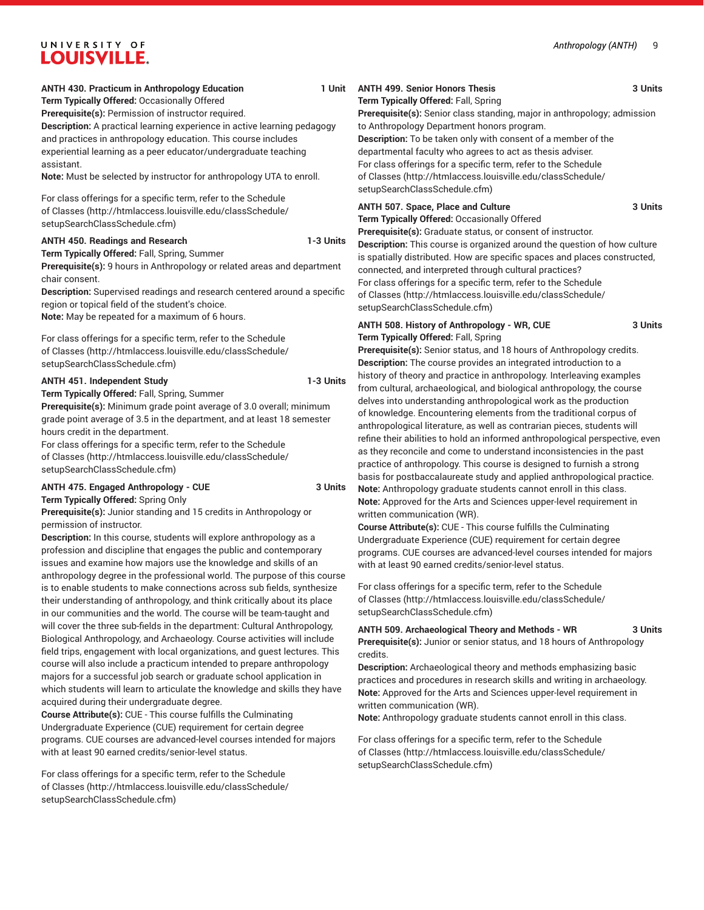**ANTH 430. Practicum in Anthropology Education 1 Unit**

**Term Typically Offered:** Occasionally Offered

**Prerequisite(s):** Permission of instructor required.

**Description:** A practical learning experience in active learning pedagogy and practices in anthropology education. This course includes experiential learning as a peer educator/undergraduate teaching assistant.

**Note:** Must be selected by instructor for anthropology UTA to enroll.

For class offerings for a specific term, refer to the Schedule of Classes (http://htmlaccess.louisville.edu/classSchedule/setupSearchClassSchedule.cfm)

**ANTH 450. Readings and Research 1-3 Units**

**Term Typically Offered:** Fall, Spring, Summer

**Prerequisite(s):** 9 hours in Anthropology or related areas and department chair consent.

**Description:** Supervised readings and research centered around a specific region or topical field of the student's choice.

**Note:** May be repeated for a maximum of 6 hours.

For class offerings for a specific term, refer to the Schedule of Classes (http://htmlaccess.louisville.edu/classSchedule/setupSearchClassSchedule.cfm)

**ANTH 451. Independent Study 1-3 Units**

**Term Typically Offered:** Fall, Spring, Summer

**Prerequisite(s):** Minimum grade point average of 3.0 overall; minimum grade point average of 3.5 in the department, and at least 18 semester hours credit in the department.

For class offerings for a specific term, refer to the Schedule of Classes (http://htmlaccess.louisville.edu/classSchedule/setupSearchClassSchedule.cfm)

**ANTH 475. Engaged Anthropology - CUE 3 Units**

**Term Typically Offered:** Spring Only

**Prerequisite(s):** Junior standing and 15 credits in Anthropology or permission of instructor.

**Description:** In this course, students will explore anthropology as a profession and discipline that engages the public and contemporary issues and examine how majors use the knowledge and skills of an anthropology degree in the professional world. The purpose of this course is to enable students to make connections across sub fields, synthesize their understanding of anthropology, and think critically about its place in our communities and the world. The course will be team-taught and will cover the three sub-fields in the department: Cultural Anthropology, Biological Anthropology, and Archaeology. Course activities will include field trips, engagement with local organizations, and guest lectures. This course will also include a practicum intended to prepare anthropology majors for a successful job search or graduate school application in which students will learn to articulate the knowledge and skills they have acquired during their undergraduate degree.

**Course Attribute(s):** CUE - This course fulfills the Culminating Undergraduate Experience (CUE) requirement for certain degree programs. CUE courses are advanced-level courses intended for majors with at least 90 earned credits/senior-level status.

For class offerings for a specific term, refer to the Schedule of Classes (http://htmlaccess.louisville.edu/classSchedule/setupSearchClassSchedule.cfm)

**ANTH 499. Senior Honors Thesis 3 Units**

**Term Typically Offered:** Fall, Spring

**Prerequisite(s):** Senior class standing, major in anthropology; admission to Anthropology Department honors program.

**Description:** To be taken only with consent of a member of the departmental faculty who agrees to act as thesis adviser.

For class offerings for a specific term, refer to the Schedule of Classes (http://htmlaccess.louisville.edu/classSchedule/setupSearchClassSchedule.cfm)

**ANTH 507. Space, Place and Culture 3 Units**

**Term Typically Offered:** Occasionally Offered

**Prerequisite(s):** Graduate status, or consent of instructor.

**Description:** This course is organized around the question of how culture is spatially distributed. How are specific spaces and places constructed, connected, and interpreted through cultural practices?

For class offerings for a specific term, refer to the Schedule of Classes (http://htmlaccess.louisville.edu/classSchedule/setupSearchClassSchedule.cfm)

**ANTH 508. History of Anthropology - WR, CUE 3 Units**

**Term Typically Offered:** Fall, Spring

**Prerequisite(s):** Senior status, and 18 hours of Anthropology credits.

**Description:** The course provides an integrated introduction to a history of theory and practice in anthropology. Interleaving examples from cultural, archaeological, and biological anthropology, the course delves into understanding anthropological work as the production of knowledge. Encountering elements from the traditional corpus of anthropological literature, as well as contrarian pieces, students will refine their abilities to hold an informed anthropological perspective, even as they reconcile and come to understand inconsistencies in the past practice of anthropology. This course is designed to furnish a strong basis for postbaccalaureate study and applied anthropological practice.

**Note:** Anthropology graduate students cannot enroll in this class.

**Note:** Approved for the Arts and Sciences upper-level requirement in written communication (WR).

**Course Attribute(s):** CUE - This course fulfills the Culminating Undergraduate Experience (CUE) requirement for certain degree programs. CUE courses are advanced-level courses intended for majors with at least 90 earned credits/senior-level status.

For class offerings for a specific term, refer to the Schedule of Classes (http://htmlaccess.louisville.edu/classSchedule/setupSearchClassSchedule.cfm)

**ANTH 509. Archaeological Theory and Methods - WR 3 Units**

**Prerequisite(s):** Junior or senior status, and 18 hours of Anthropology credits.

**Description:** Archaeological theory and methods emphasizing basic practices and procedures in research skills and writing in archaeology.

**Note:** Approved for the Arts and Sciences upper-level requirement in written communication (WR).

**Note:** Anthropology graduate students cannot enroll in this class.

For class offerings for a specific term, refer to the Schedule of Classes (http://htmlaccess.louisville.edu/classSchedule/setupSearchClassSchedule.cfm)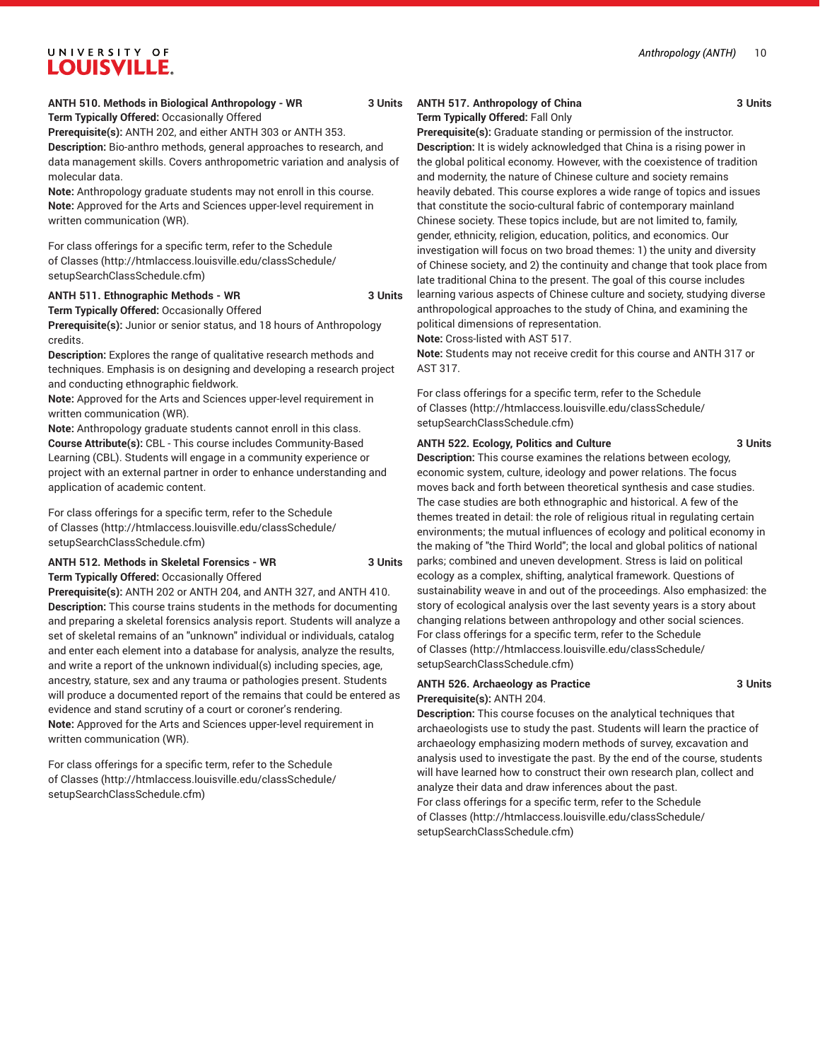**ANTH 510. Methods in Biological Anthropology - WR 3 Units**
**Term Typically Offered:** Occasionally Offered
**Prerequisite(s):** ANTH 202, and either ANTH 303 or ANTH 353.
**Description:** Bio-anthro methods, general approaches to research, and data management skills. Covers anthropometric variation and analysis of molecular data.
**Note:** Anthropology graduate students may not enroll in this course.
**Note:** Approved for the Arts and Sciences upper-level requirement in written communication (WR).

For class offerings for a specific term, refer to the Schedule of Classes (http://htmlaccess.louisville.edu/classSchedule/setupSearchClassSchedule.cfm)

**ANTH 511. Ethnographic Methods - WR 3 Units**
**Term Typically Offered:** Occasionally Offered
**Prerequisite(s):** Junior or senior status, and 18 hours of Anthropology credits.
**Description:** Explores the range of qualitative research methods and techniques. Emphasis is on designing and developing a research project and conducting ethnographic fieldwork.
**Note:** Approved for the Arts and Sciences upper-level requirement in written communication (WR).
**Note:** Anthropology graduate students cannot enroll in this class.
**Course Attribute(s):** CBL - This course includes Community-Based Learning (CBL). Students will engage in a community experience or project with an external partner in order to enhance understanding and application of academic content.

For class offerings for a specific term, refer to the Schedule of Classes (http://htmlaccess.louisville.edu/classSchedule/setupSearchClassSchedule.cfm)

**ANTH 512. Methods in Skeletal Forensics - WR 3 Units**
**Term Typically Offered:** Occasionally Offered
**Prerequisite(s):** ANTH 202 or ANTH 204, and ANTH 327, and ANTH 410.
**Description:** This course trains students in the methods for documenting and preparing a skeletal forensics analysis report. Students will analyze a set of skeletal remains of an "unknown" individual or individuals, catalog and enter each element into a database for analysis, analyze the results, and write a report of the unknown individual(s) including species, age, ancestry, stature, sex and any trauma or pathologies present. Students will produce a documented report of the remains that could be entered as evidence and stand scrutiny of a court or coroner's rendering.
**Note:** Approved for the Arts and Sciences upper-level requirement in written communication (WR).

For class offerings for a specific term, refer to the Schedule of Classes (http://htmlaccess.louisville.edu/classSchedule/setupSearchClassSchedule.cfm)

**ANTH 517. Anthropology of China 3 Units**
**Term Typically Offered:** Fall Only
**Prerequisite(s):** Graduate standing or permission of the instructor.
**Description:** It is widely acknowledged that China is a rising power in the global political economy. However, with the coexistence of tradition and modernity, the nature of Chinese culture and society remains heavily debated. This course explores a wide range of topics and issues that constitute the socio-cultural fabric of contemporary mainland Chinese society. These topics include, but are not limited to, family, gender, ethnicity, religion, education, politics, and economics. Our investigation will focus on two broad themes: 1) the unity and diversity of Chinese society, and 2) the continuity and change that took place from late traditional China to the present. The goal of this course includes learning various aspects of Chinese culture and society, studying diverse anthropological approaches to the study of China, and examining the political dimensions of representation.
**Note:** Cross-listed with AST 517.
**Note:** Students may not receive credit for this course and ANTH 317 or AST 317.

For class offerings for a specific term, refer to the Schedule of Classes (http://htmlaccess.louisville.edu/classSchedule/setupSearchClassSchedule.cfm)

**ANTH 522. Ecology, Politics and Culture 3 Units**
**Description:** This course examines the relations between ecology, economic system, culture, ideology and power relations. The focus moves back and forth between theoretical synthesis and case studies. The case studies are both ethnographic and historical. A few of the themes treated in detail: the role of religious ritual in regulating certain environments; the mutual influences of ecology and political economy in the making of "the Third World"; the local and global politics of national parks; combined and uneven development. Stress is laid on political ecology as a complex, shifting, analytical framework. Questions of sustainability weave in and out of the proceedings. Also emphasized: the story of ecological analysis over the last seventy years is a story about changing relations between anthropology and other social sciences.
For class offerings for a specific term, refer to the Schedule of Classes (http://htmlaccess.louisville.edu/classSchedule/setupSearchClassSchedule.cfm)

**ANTH 526. Archaeology as Practice 3 Units**
**Prerequisite(s):** ANTH 204.
**Description:** This course focuses on the analytical techniques that archaeologists use to study the past. Students will learn the practice of archaeology emphasizing modern methods of survey, excavation and analysis used to investigate the past. By the end of the course, students will have learned how to construct their own research plan, collect and analyze their data and draw inferences about the past.
For class offerings for a specific term, refer to the Schedule of Classes (http://htmlaccess.louisville.edu/classSchedule/setupSearchClassSchedule.cfm)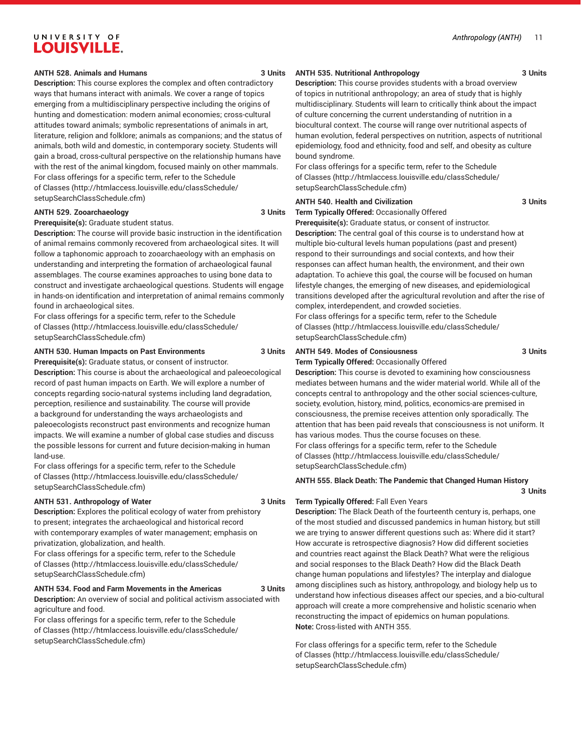**ANTH 528. Animals and Humans 3 Units**

**Description:** This course explores the complex and often contradictory ways that humans interact with animals. We cover a range of topics emerging from a multidisciplinary perspective including the origins of hunting and domestication: modern animal economies; cross-cultural attitudes toward animals; symbolic representations of animals in art, literature, religion and folklore; animals as companions; and the status of animals, both wild and domestic, in contemporary society. Students will gain a broad, cross-cultural perspective on the relationship humans have with the rest of the animal kingdom, focused mainly on other mammals.

For class offerings for a specific term, refer to the Schedule of Classes (http://htmlaccess.louisville.edu/classSchedule/setupSearchClassSchedule.cfm)

**ANTH 529. Zooarchaeology 3 Units**

**Prerequisite(s):** Graduate student status.

**Description:** The course will provide basic instruction in the identification of animal remains commonly recovered from archaeological sites. It will follow a taphonomic approach to zooarchaeology with an emphasis on understanding and interpreting the formation of archaeological faunal assemblages. The course examines approaches to using bone data to construct and investigate archaeological questions. Students will engage in hands-on identification and interpretation of animal remains commonly found in archaeological sites.

For class offerings for a specific term, refer to the Schedule of Classes (http://htmlaccess.louisville.edu/classSchedule/setupSearchClassSchedule.cfm)

**ANTH 530. Human Impacts on Past Environments 3 Units**

**Prerequisite(s):** Graduate status, or consent of instructor.

**Description:** This course is about the archaeological and paleoecological record of past human impacts on Earth. We will explore a number of concepts regarding socio-natural systems including land degradation, perception, resilience and sustainability. The course will provide a background for understanding the ways archaeologists and paleoecologists reconstruct past environments and recognize human impacts. We will examine a number of global case studies and discuss the possible lessons for current and future decision-making in human land-use.

For class offerings for a specific term, refer to the Schedule of Classes (http://htmlaccess.louisville.edu/classSchedule/setupSearchClassSchedule.cfm)

**ANTH 531. Anthropology of Water 3 Units**

**Description:** Explores the political ecology of water from prehistory to present; integrates the archaeological and historical record with contemporary examples of water management; emphasis on privatization, globalization, and health.

For class offerings for a specific term, refer to the Schedule of Classes (http://htmlaccess.louisville.edu/classSchedule/setupSearchClassSchedule.cfm)

**ANTH 534. Food and Farm Movements in the Americas 3 Units**

**Description:** An overview of social and political activism associated with agriculture and food.

For class offerings for a specific term, refer to the Schedule of Classes (http://htmlaccess.louisville.edu/classSchedule/setupSearchClassSchedule.cfm)

**ANTH 535. Nutritional Anthropology 3 Units**

**Description:** This course provides students with a broad overview of topics in nutritional anthropology; an area of study that is highly multidisciplinary. Students will learn to critically think about the impact of culture concerning the current understanding of nutrition in a biocultural context. The course will range over nutritional aspects of human evolution, federal perspectives on nutrition, aspects of nutritional epidemiology, food and ethnicity, food and self, and obesity as culture bound syndrome.

For class offerings for a specific term, refer to the Schedule of Classes (http://htmlaccess.louisville.edu/classSchedule/setupSearchClassSchedule.cfm)

**ANTH 540. Health and Civilization 3 Units**

**Term Typically Offered:** Occasionally Offered

**Prerequisite(s):** Graduate status, or consent of instructor.

**Description:** The central goal of this course is to understand how at multiple bio-cultural levels human populations (past and present) respond to their surroundings and social contexts, and how their responses can affect human health, the environment, and their own adaptation. To achieve this goal, the course will be focused on human lifestyle changes, the emerging of new diseases, and epidemiological transitions developed after the agricultural revolution and after the rise of complex, interdependent, and crowded societies.

For class offerings for a specific term, refer to the Schedule of Classes (http://htmlaccess.louisville.edu/classSchedule/setupSearchClassSchedule.cfm)

**ANTH 549. Modes of Consiousness 3 Units**

**Term Typically Offered:** Occasionally Offered

**Description:** This course is devoted to examining how consciousness mediates between humans and the wider material world. While all of the concepts central to anthropology and the other social sciences-culture, society, evolution, history, mind, politics, economics-are premised in consciousness, the premise receives attention only sporadically. The attention that has been paid reveals that consciousness is not uniform. It has various modes. Thus the course focuses on these.

For class offerings for a specific term, refer to the Schedule of Classes (http://htmlaccess.louisville.edu/classSchedule/setupSearchClassSchedule.cfm)

**ANTH 555. Black Death: The Pandemic that Changed Human History 3 Units**

**Term Typically Offered:** Fall Even Years

**Description:** The Black Death of the fourteenth century is, perhaps, one of the most studied and discussed pandemics in human history, but still we are trying to answer different questions such as: Where did it start? How accurate is retrospective diagnosis? How did different societies and countries react against the Black Death? What were the religious and social responses to the Black Death? How did the Black Death change human populations and lifestyles? The interplay and dialogue among disciplines such as history, anthropology, and biology help us to understand how infectious diseases affect our species, and a bio-cultural approach will create a more comprehensive and holistic scenario when reconstructing the impact of epidemics on human populations.

**Note:** Cross-listed with ANTH 355.

For class offerings for a specific term, refer to the Schedule of Classes (http://htmlaccess.louisville.edu/classSchedule/setupSearchClassSchedule.cfm)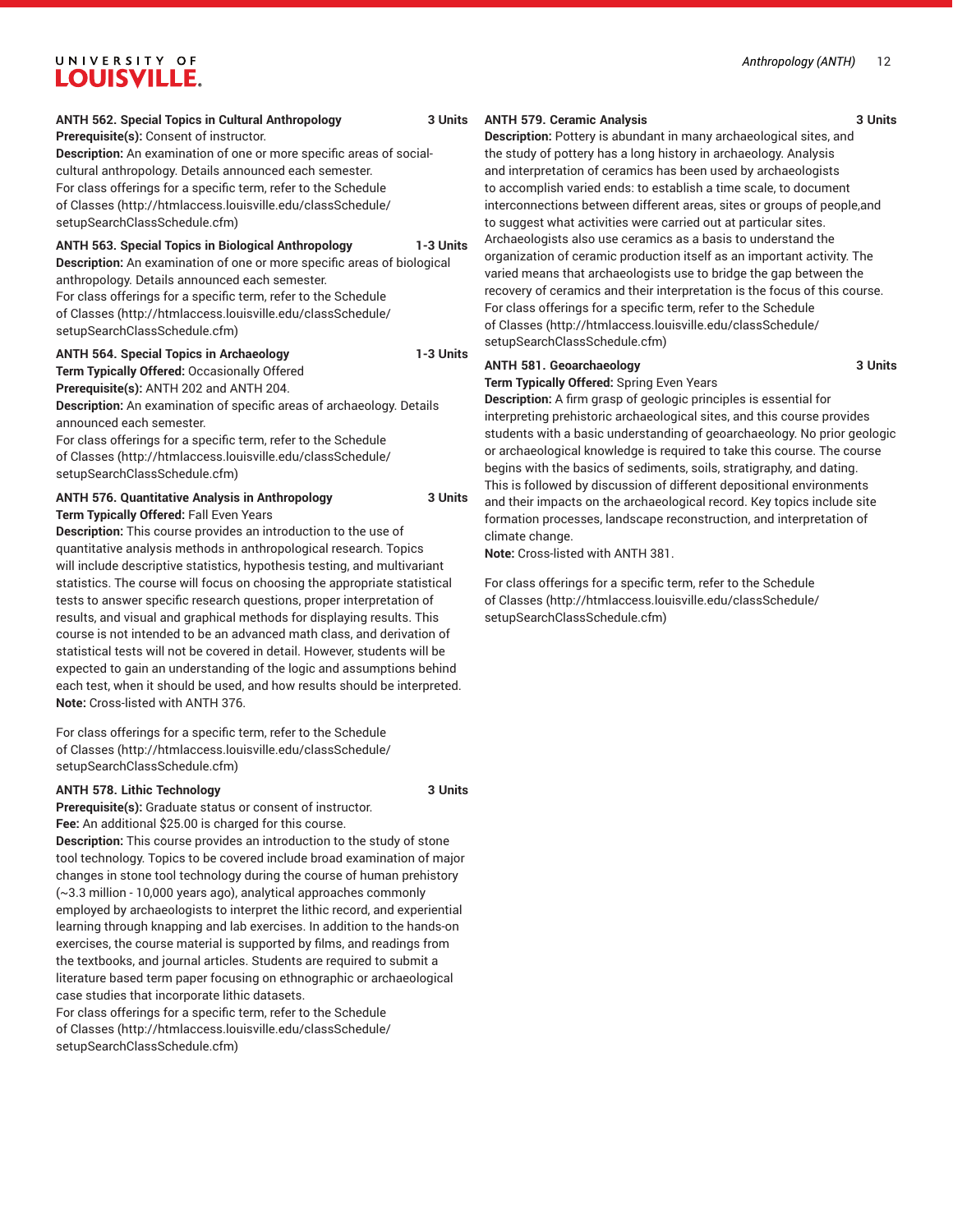**ANTH 562. Special Topics in Cultural Anthropology** **3 Units**
**Prerequisite(s):** Consent of instructor.
**Description:** An examination of one or more specific areas of social-cultural anthropology. Details announced each semester.
For class offerings for a specific term, refer to the Schedule of Classes (http://htmlaccess.louisville.edu/classSchedule/setupSearchClassSchedule.cfm)

**ANTH 563. Special Topics in Biological Anthropology** **1-3 Units**
**Description:** An examination of one or more specific areas of biological anthropology. Details announced each semester.
For class offerings for a specific term, refer to the Schedule of Classes (http://htmlaccess.louisville.edu/classSchedule/setupSearchClassSchedule.cfm)

**ANTH 564. Special Topics in Archaeology** **1-3 Units**
**Term Typically Offered:** Occasionally Offered
**Prerequisite(s):** ANTH 202 and ANTH 204.
**Description:** An examination of specific areas of archaeology. Details announced each semester.
For class offerings for a specific term, refer to the Schedule of Classes (http://htmlaccess.louisville.edu/classSchedule/setupSearchClassSchedule.cfm)

**ANTH 576. Quantitative Analysis in Anthropology** **3 Units**
**Term Typically Offered:** Fall Even Years
**Description:** This course provides an introduction to the use of quantitative analysis methods in anthropological research. Topics will include descriptive statistics, hypothesis testing, and multivariant statistics. The course will focus on choosing the appropriate statistical tests to answer specific research questions, proper interpretation of results, and visual and graphical methods for displaying results. This course is not intended to be an advanced math class, and derivation of statistical tests will not be covered in detail. However, students will be expected to gain an understanding of the logic and assumptions behind each test, when it should be used, and how results should be interpreted.
**Note:** Cross-listed with ANTH 376.

For class offerings for a specific term, refer to the Schedule of Classes (http://htmlaccess.louisville.edu/classSchedule/setupSearchClassSchedule.cfm)

**ANTH 578. Lithic Technology** **3 Units**
**Prerequisite(s):** Graduate status or consent of instructor.
**Fee:** An additional $25.00 is charged for this course.
**Description:** This course provides an introduction to the study of stone tool technology. Topics to be covered include broad examination of major changes in stone tool technology during the course of human prehistory (~3.3 million - 10,000 years ago), analytical approaches commonly employed by archaeologists to interpret the lithic record, and experiential learning through knapping and lab exercises. In addition to the hands-on exercises, the course material is supported by films, and readings from the textbooks, and journal articles. Students are required to submit a literature based term paper focusing on ethnographic or archaeological case studies that incorporate lithic datasets.
For class offerings for a specific term, refer to the Schedule of Classes (http://htmlaccess.louisville.edu/classSchedule/setupSearchClassSchedule.cfm)

**ANTH 579. Ceramic Analysis** **3 Units**
**Description:** Pottery is abundant in many archaeological sites, and the study of pottery has a long history in archaeology. Analysis and interpretation of ceramics has been used by archaeologists to accomplish varied ends: to establish a time scale, to document interconnections between different areas, sites or groups of people,and to suggest what activities were carried out at particular sites. Archaeologists also use ceramics as a basis to understand the organization of ceramic production itself as an important activity. The varied means that archaeologists use to bridge the gap between the recovery of ceramics and their interpretation is the focus of this course.
For class offerings for a specific term, refer to the Schedule of Classes (http://htmlaccess.louisville.edu/classSchedule/setupSearchClassSchedule.cfm)

**ANTH 581. Geoarchaeology** **3 Units**
**Term Typically Offered:** Spring Even Years
**Description:** A firm grasp of geologic principles is essential for interpreting prehistoric archaeological sites, and this course provides students with a basic understanding of geoarchaeology. No prior geologic or archaeological knowledge is required to take this course. The course begins with the basics of sediments, soils, stratigraphy, and dating. This is followed by discussion of different depositional environments and their impacts on the archaeological record. Key topics include site formation processes, landscape reconstruction, and interpretation of climate change.
**Note:** Cross-listed with ANTH 381.

For class offerings for a specific term, refer to the Schedule of Classes (http://htmlaccess.louisville.edu/classSchedule/setupSearchClassSchedule.cfm)